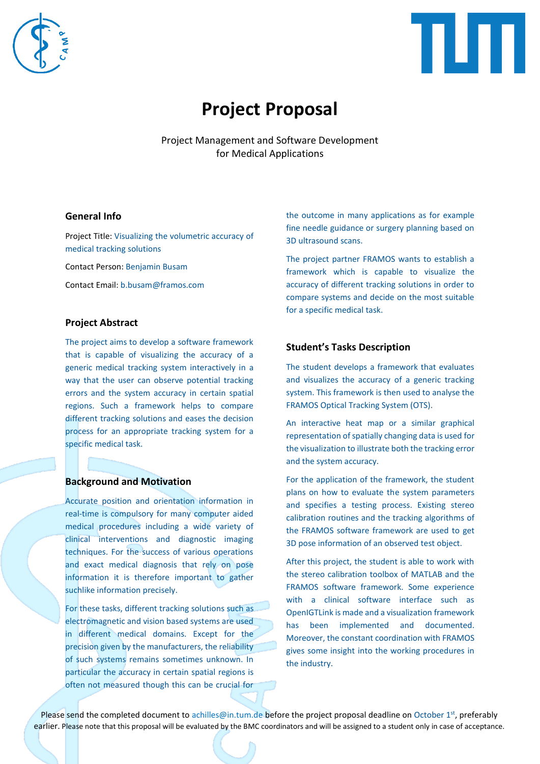# Project Proposal

Project Management and Software Development
for Medical Applications

## General Info

Project Title: Visualizing the volumetric accuracy of medical tracking solutions

Contact Person: Benjamin Busam

Contact Email: b.busam@framos.com

## Project Abstract

The project aims to develop a software framework that is capable of visualizing the accuracy of a generic medical tracking system interactively in a way that the user can observe potential tracking errors and the system accuracy in certain spatial regions. Such a framework helps to compare different tracking solutions and eases the decision process for an appropriate tracking system for a specific medical task.

## Background and Motivation

Accurate position and orientation information in real-time is compulsory for many computer aided medical procedures including a wide variety of clinical interventions and diagnostic imaging techniques. For the success of various operations and exact medical diagnosis that rely on pose information it is therefore important to gather suchlike information precisely.

For these tasks, different tracking solutions such as electromagnetic and vision based systems are used in different medical domains. Except for the precision given by the manufacturers, the reliability of such systems remains sometimes unknown. In particular the accuracy in certain spatial regions is often not measured though this can be crucial for the outcome in many applications as for example fine needle guidance or surgery planning based on 3D ultrasound scans.

The project partner FRAMOS wants to establish a framework which is capable to visualize the accuracy of different tracking solutions in order to compare systems and decide on the most suitable for a specific medical task.

## Student's Tasks Description

The student develops a framework that evaluates and visualizes the accuracy of a generic tracking system. This framework is then used to analyse the FRAMOS Optical Tracking System (OTS).

An interactive heat map or a similar graphical representation of spatially changing data is used for the visualization to illustrate both the tracking error and the system accuracy.

For the application of the framework, the student plans on how to evaluate the system parameters and specifies a testing process. Existing stereo calibration routines and the tracking algorithms of the FRAMOS software framework are used to get 3D pose information of an observed test object.

After this project, the student is able to work with the stereo calibration toolbox of MATLAB and the FRAMOS software framework. Some experience with a clinical software interface such as OpenIGTLink is made and a visualization framework has been implemented and documented. Moreover, the constant coordination with FRAMOS gives some insight into the working procedures in the industry.

Please send the completed document to achilles@in.tum.de before the project proposal deadline on October 1st, preferably earlier. Please note that this proposal will be evaluated by the BMC coordinators and will be assigned to a student only in case of acceptance.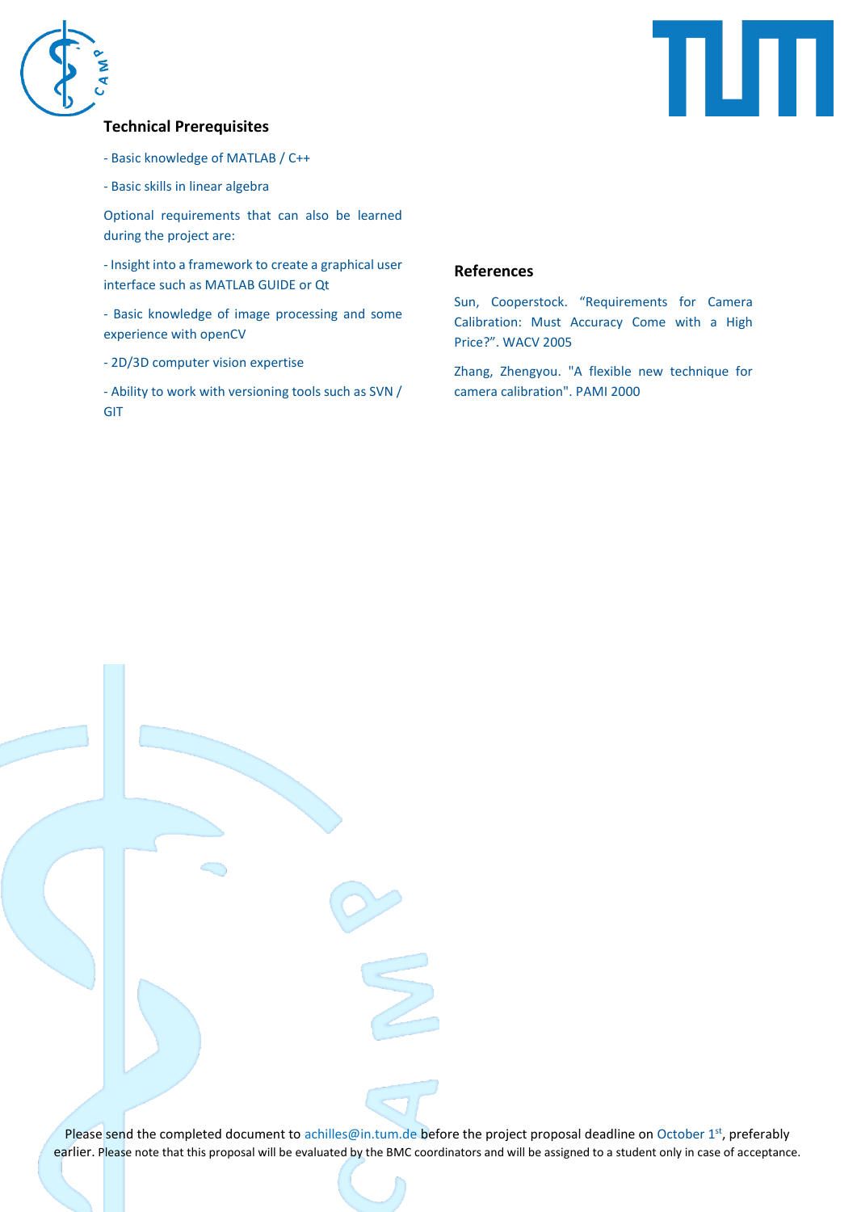## Technical Prerequisites

- Basic knowledge of MATLAB / C++

- Basic skills in linear algebra

Optional requirements that can also be learned during the project are:

- Insight into a framework to create a graphical user interface such as MATLAB GUIDE or Qt

- Basic knowledge of image processing and some experience with openCV

- 2D/3D computer vision expertise

- Ability to work with versioning tools such as SVN / GIT

## References

Sun, Cooperstock. "Requirements for Camera Calibration: Must Accuracy Come with a High Price?". WACV 2005

Zhang, Zhengyou. "A flexible new technique for camera calibration". PAMI 2000

Please send the completed document to achilles@in.tum.de before the project proposal deadline on October 1st, preferably earlier. Please note that this proposal will be evaluated by the BMC coordinators and will be assigned to a student only in case of acceptance.